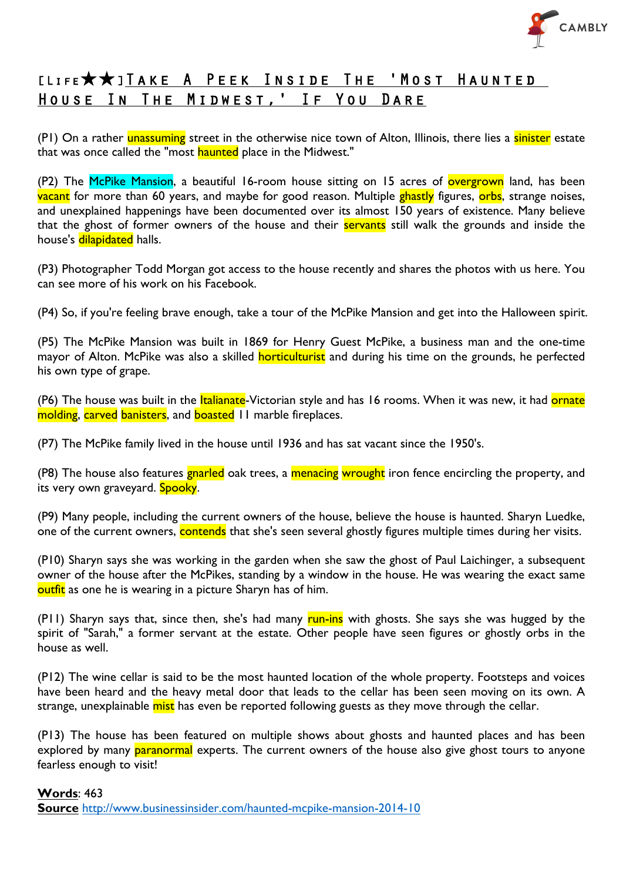# [LIFE★★]Take A Peek Inside The 'Most Haunted House In The Midwest,' If You Dare

(P1) On a rather unassuming street in the otherwise nice town of Alton, Illinois, there lies a sinister estate that was once called the "most haunted place in the Midwest."

(P2) The McPike Mansion, a beautiful 16-room house sitting on 15 acres of overgrown land, has been vacant for more than 60 years, and maybe for good reason. Multiple ghastly figures, orbs, strange noises, and unexplained happenings have been documented over its almost 150 years of existence. Many believe that the ghost of former owners of the house and their servants still walk the grounds and inside the house's dilapidated halls.

(P3) Photographer Todd Morgan got access to the house recently and shares the photos with us here. You can see more of his work on his Facebook.

(P4) So, if you're feeling brave enough, take a tour of the McPike Mansion and get into the Halloween spirit.

(P5) The McPike Mansion was built in 1869 for Henry Guest McPike, a business man and the one-time mayor of Alton. McPike was also a skilled horticulturist and during his time on the grounds, he perfected his own type of grape.

(P6) The house was built in the Italianate-Victorian style and has 16 rooms. When it was new, it had ornate molding, carved banisters, and boasted 11 marble fireplaces.

(P7) The McPike family lived in the house until 1936 and has sat vacant since the 1950's.

(P8) The house also features gnarled oak trees, a menacing wrought iron fence encircling the property, and its very own graveyard. Spooky.

(P9) Many people, including the current owners of the house, believe the house is haunted. Sharyn Luedke, one of the current owners, contends that she's seen several ghostly figures multiple times during her visits.

(P10) Sharyn says she was working in the garden when she saw the ghost of Paul Laichinger, a subsequent owner of the house after the McPikes, standing by a window in the house. He was wearing the exact same outfit as one he is wearing in a picture Sharyn has of him.

(P11) Sharyn says that, since then, she's had many run-ins with ghosts. She says she was hugged by the spirit of "Sarah," a former servant at the estate. Other people have seen figures or ghostly orbs in the house as well.

(P12) The wine cellar is said to be the most haunted location of the whole property. Footsteps and voices have been heard and the heavy metal door that leads to the cellar has been seen moving on its own. A strange, unexplainable mist has even be reported following guests as they move through the cellar.

(P13) The house has been featured on multiple shows about ghosts and haunted places and has been explored by many paranormal experts. The current owners of the house also give ghost tours to anyone fearless enough to visit!

**Words**: 463
**Source** http://www.businessinsider.com/haunted-mcpike-mansion-2014-10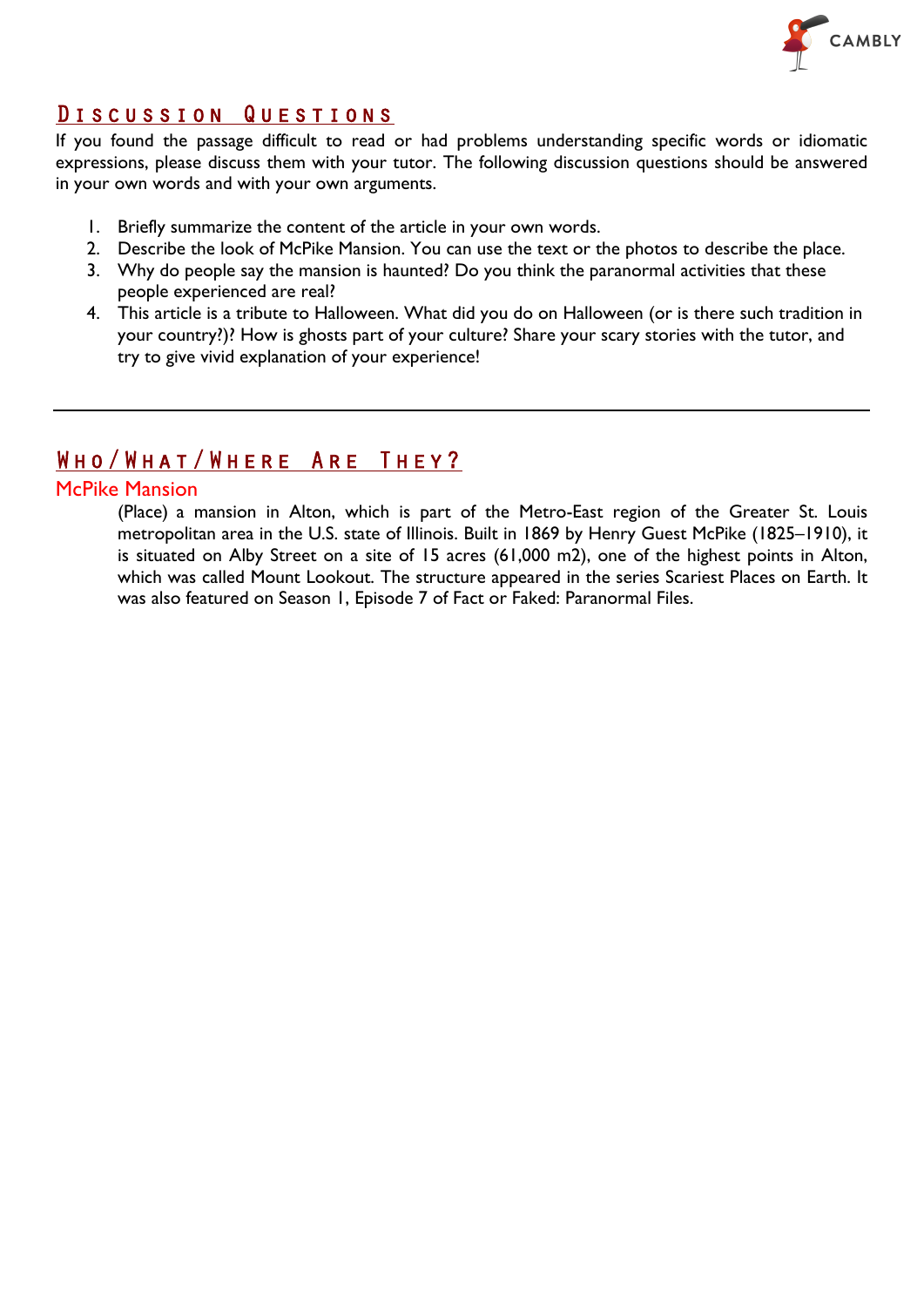## Discussion Questions

If you found the passage difficult to read or had problems understanding specific words or idiomatic expressions, please discuss them with your tutor. The following discussion questions should be answered in your own words and with your own arguments.

1. Briefly summarize the content of the article in your own words.
2. Describe the look of McPike Mansion. You can use the text or the photos to describe the place.
3. Why do people say the mansion is haunted? Do you think the paranormal activities that these people experienced are real?
4. This article is a tribute to Halloween. What did you do on Halloween (or is there such tradition in your country?)? How is ghosts part of your culture? Share your scary stories with the tutor, and try to give vivid explanation of your experience!

---

## Who/What/Where Are They?

### McPike Mansion

(Place) a mansion in Alton, which is part of the Metro-East region of the Greater St. Louis metropolitan area in the U.S. state of Illinois. Built in 1869 by Henry Guest McPike (1825–1910), it is situated on Alby Street on a site of 15 acres (61,000 m2), one of the highest points in Alton, which was called Mount Lookout. The structure appeared in the series Scariest Places on Earth. It was also featured on Season 1, Episode 7 of Fact or Faked: Paranormal Files.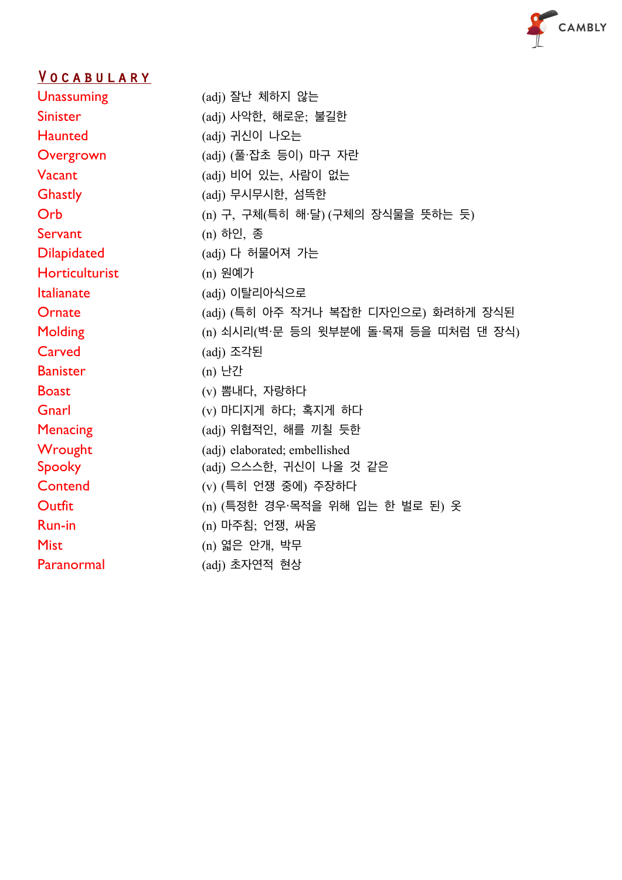## VOCABULARY

| | |
|---|---|
| Unassuming | (adj) 잘난 체하지 않는 |
| Sinister | (adj) 사악한, 해로운; 불길한 |
| Haunted | (adj) 귀신이 나오는 |
| Overgrown | (adj) (풀·잡초 등이) 마구 자란 |
| Vacant | (adj) 비어 있는, 사람이 없는 |
| Ghastly | (adj) 무시무시한, 섬뜩한 |
| Orb | (n) 구, 구체(특히 해·달) (구체의 장식물을 뜻하는 듯) |
| Servant | (n) 하인, 종 |
| Dilapidated | (adj) 다 허물어져 가는 |
| Horticulturist | (n) 원예가 |
| Italianate | (adj) 이탈리아식으로 |
| Ornate | (adj) (특히 아주 작거나 복잡한 디자인으로) 화려하게 장식된 |
| Molding | (n) 쇠시리(벽·문 등의 윗부분에 돌·목재 등을 띠처럼 댄 장식) |
| Carved | (adj) 조각된 |
| Banister | (n) 난간 |
| Boast | (v) 뽐내다, 자랑하다 |
| Gnarl | (v) 마디지게 하다; 혹지게 하다 |
| Menacing | (adj) 위협적인, 해를 끼칠 듯한 |
| Wrought | (adj) elaborated; embellished |
| Spooky | (adj) 으스스한, 귀신이 나올 것 같은 |
| Contend | (v) (특히 언쟁 중에) 주장하다 |
| Outfit | (n) (특정한 경우·목적을 위해 입는 한 벌로 된) 옷 |
| Run-in | (n) 마주침; 언쟁, 싸움 |
| Mist | (n) 옅은 안개, 박무 |
| Paranormal | (adj) 초자연적 현상 |